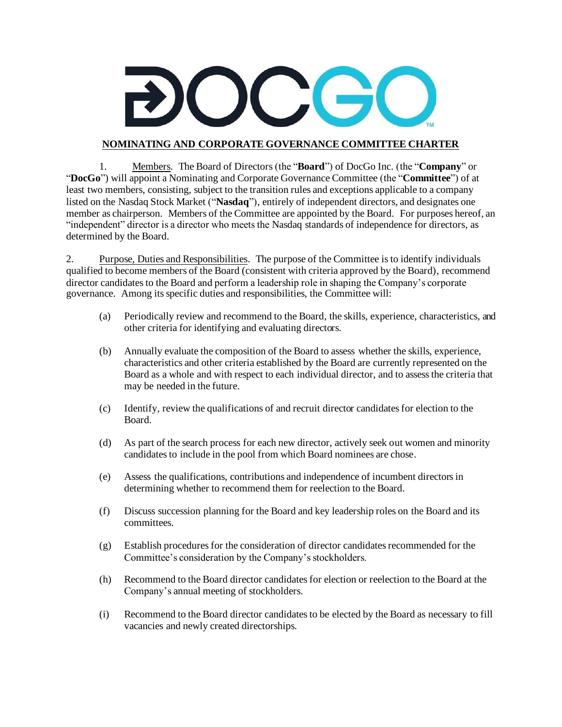# NOMINATING AND CORPORATE GOVERNANCE COMMITTEE CHARTER

1. Members. The Board of Directors (the "**Board**") of DocGo Inc. (the "**Company**" or "**DocGo**") will appoint a Nominating and Corporate Governance Committee (the "**Committee**") of at least two members, consisting, subject to the transition rules and exceptions applicable to a company listed on the Nasdaq Stock Market ("**Nasdaq**"), entirely of independent directors, and designates one member as chairperson. Members of the Committee are appointed by the Board. For purposes hereof, an "independent" director is a director who meets the Nasdaq standards of independence for directors, as determined by the Board.

2. Purpose, Duties and Responsibilities. The purpose of the Committee is to identify individuals qualified to become members of the Board (consistent with criteria approved by the Board), recommend director candidates to the Board and perform a leadership role in shaping the Company's corporate governance. Among its specific duties and responsibilities, the Committee will:

(a) Periodically review and recommend to the Board, the skills, experience, characteristics, and other criteria for identifying and evaluating directors.

(b) Annually evaluate the composition of the Board to assess whether the skills, experience, characteristics and other criteria established by the Board are currently represented on the Board as a whole and with respect to each individual director, and to assess the criteria that may be needed in the future.

(c) Identify, review the qualifications of and recruit director candidates for election to the Board.

(d) As part of the search process for each new director, actively seek out women and minority candidates to include in the pool from which Board nominees are chose.

(e) Assess the qualifications, contributions and independence of incumbent directors in determining whether to recommend them for reelection to the Board.

(f) Discuss succession planning for the Board and key leadership roles on the Board and its committees.

(g) Establish procedures for the consideration of director candidates recommended for the Committee's consideration by the Company's stockholders.

(h) Recommend to the Board director candidates for election or reelection to the Board at the Company's annual meeting of stockholders.

(i) Recommend to the Board director candidates to be elected by the Board as necessary to fill vacancies and newly created directorships.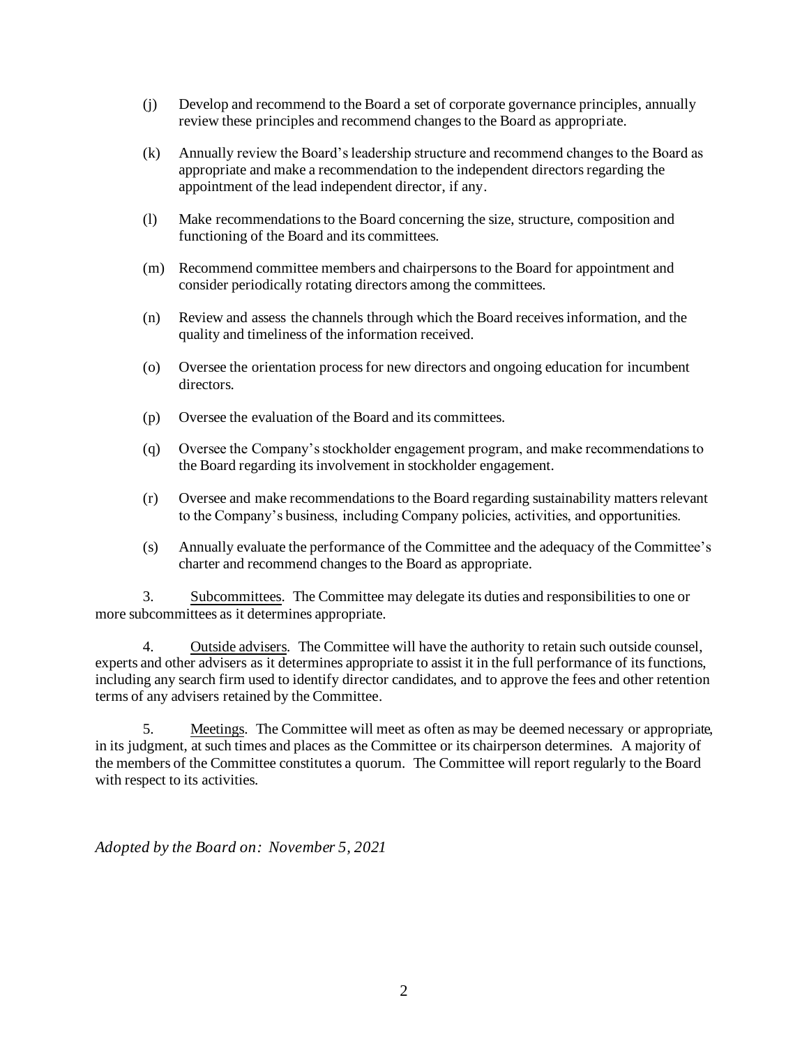(j) Develop and recommend to the Board a set of corporate governance principles, annually review these principles and recommend changes to the Board as appropriate.

(k) Annually review the Board's leadership structure and recommend changes to the Board as appropriate and make a recommendation to the independent directors regarding the appointment of the lead independent director, if any.

(l) Make recommendations to the Board concerning the size, structure, composition and functioning of the Board and its committees.

(m) Recommend committee members and chairpersons to the Board for appointment and consider periodically rotating directors among the committees.

(n) Review and assess the channels through which the Board receives information, and the quality and timeliness of the information received.

(o) Oversee the orientation process for new directors and ongoing education for incumbent directors.

(p) Oversee the evaluation of the Board and its committees.

(q) Oversee the Company's stockholder engagement program, and make recommendations to the Board regarding its involvement in stockholder engagement.

(r) Oversee and make recommendations to the Board regarding sustainability matters relevant to the Company's business, including Company policies, activities, and opportunities.

(s) Annually evaluate the performance of the Committee and the adequacy of the Committee's charter and recommend changes to the Board as appropriate.

3. Subcommittees. The Committee may delegate its duties and responsibilities to one or more subcommittees as it determines appropriate.

4. Outside advisers. The Committee will have the authority to retain such outside counsel, experts and other advisers as it determines appropriate to assist it in the full performance of its functions, including any search firm used to identify director candidates, and to approve the fees and other retention terms of any advisers retained by the Committee.

5. Meetings. The Committee will meet as often as may be deemed necessary or appropriate, in its judgment, at such times and places as the Committee or its chairperson determines. A majority of the members of the Committee constitutes a quorum. The Committee will report regularly to the Board with respect to its activities.

*Adopted by the Board on: November 5, 2021*